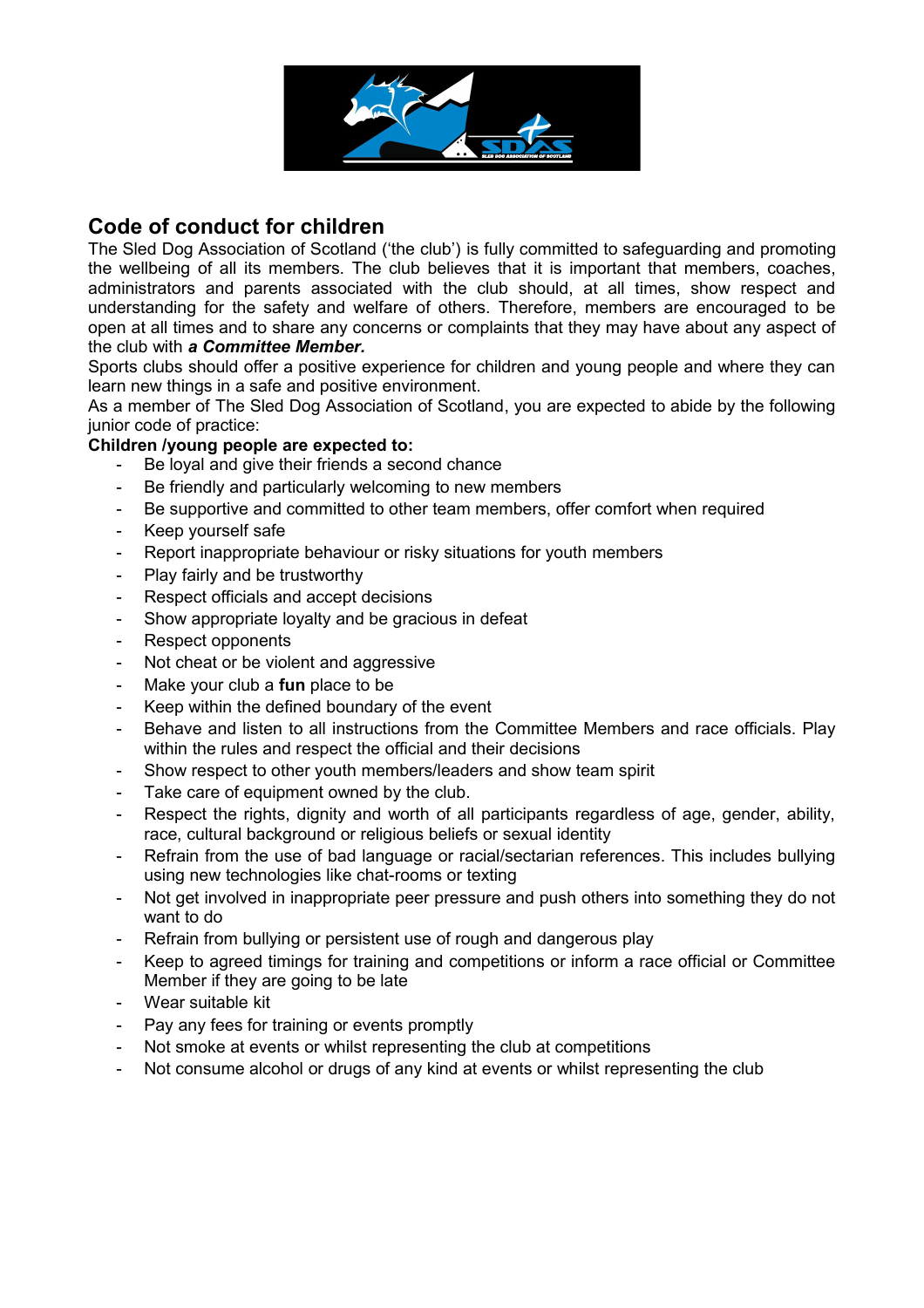## Code of conduct for children

The Sled Dog Association of Scotland ('the club') is fully committed to safeguarding and promoting the wellbeing of all its members. The club believes that it is important that members, coaches, administrators and parents associated with the club should, at all times, show respect and understanding for the safety and welfare of others. Therefore, members are encouraged to be open at all times and to share any concerns or complaints that they may have about any aspect of the club with ***a Committee Member.***

Sports clubs should offer a positive experience for children and young people and where they can learn new things in a safe and positive environment.

As a member of The Sled Dog Association of Scotland, you are expected to abide by the following junior code of practice:

**Children /young people are expected to:**

- Be loyal and give their friends a second chance
- Be friendly and particularly welcoming to new members
- Be supportive and committed to other team members, offer comfort when required
- Keep yourself safe
- Report inappropriate behaviour or risky situations for youth members
- Play fairly and be trustworthy
- Respect officials and accept decisions
- Show appropriate loyalty and be gracious in defeat
- Respect opponents
- Not cheat or be violent and aggressive
- Make your club a **fun** place to be
- Keep within the defined boundary of the event
- Behave and listen to all instructions from the Committee Members and race officials. Play within the rules and respect the official and their decisions
- Show respect to other youth members/leaders and show team spirit
- Take care of equipment owned by the club.
- Respect the rights, dignity and worth of all participants regardless of age, gender, ability, race, cultural background or religious beliefs or sexual identity
- Refrain from the use of bad language or racial/sectarian references. This includes bullying using new technologies like chat-rooms or texting
- Not get involved in inappropriate peer pressure and push others into something they do not want to do
- Refrain from bullying or persistent use of rough and dangerous play
- Keep to agreed timings for training and competitions or inform a race official or Committee Member if they are going to be late
- Wear suitable kit
- Pay any fees for training or events promptly
- Not smoke at events or whilst representing the club at competitions
- Not consume alcohol or drugs of any kind at events or whilst representing the club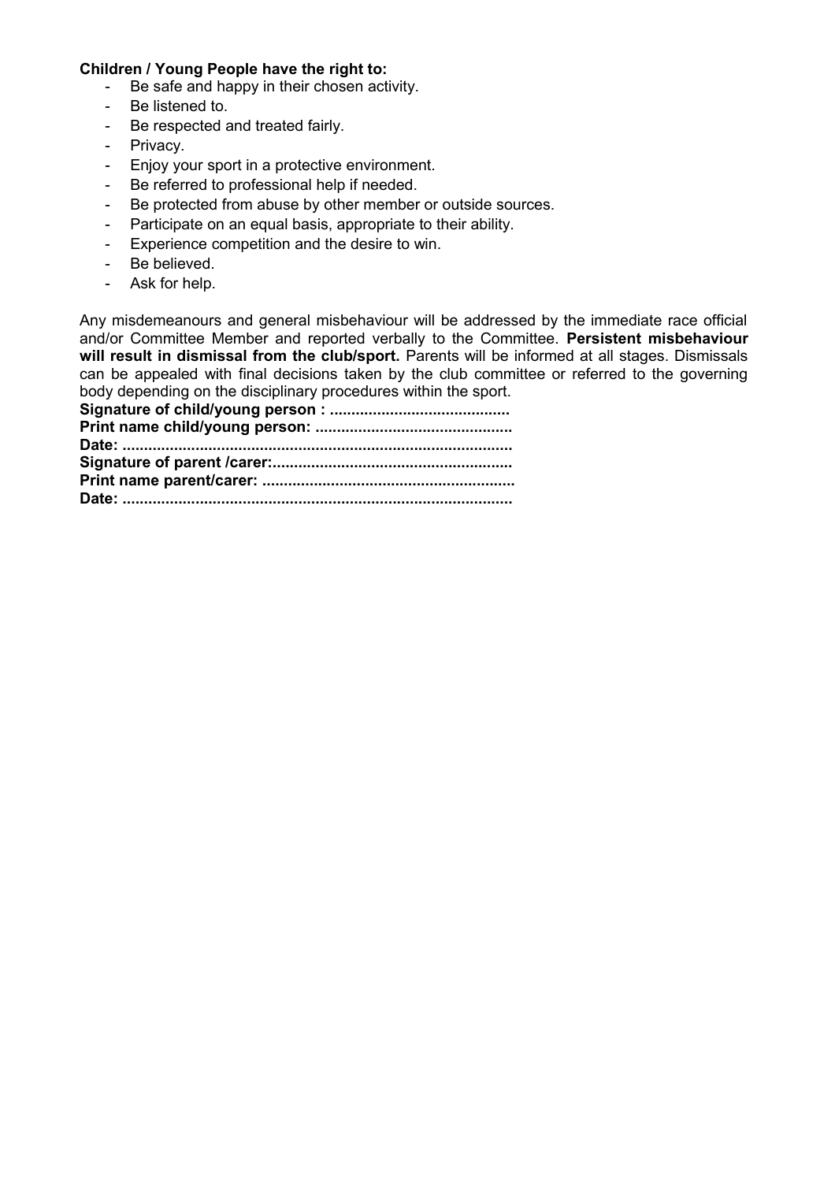**Children / Young People have the right to:**

- Be safe and happy in their chosen activity.
- Be listened to.
- Be respected and treated fairly.
- Privacy.
- Enjoy your sport in a protective environment.
- Be referred to professional help if needed.
- Be protected from abuse by other member or outside sources.
- Participate on an equal basis, appropriate to their ability.
- Experience competition and the desire to win.
- Be believed.
- Ask for help.

Any misdemeanours and general misbehaviour will be addressed by the immediate race official and/or Committee Member and reported verbally to the Committee. **Persistent misbehaviour will result in dismissal from the club/sport.** Parents will be informed at all stages. Dismissals can be appealed with final decisions taken by the club committee or referred to the governing body depending on the disciplinary procedures within the sport.

**Signature of child/young person : ..........................................**

**Print name child/young person: .............................................**

**Date: ..........................................................................................**

**Signature of parent /carer:........................................................**

**Print name parent/carer: ..........................................................**

**Date: ..........................................................................................**